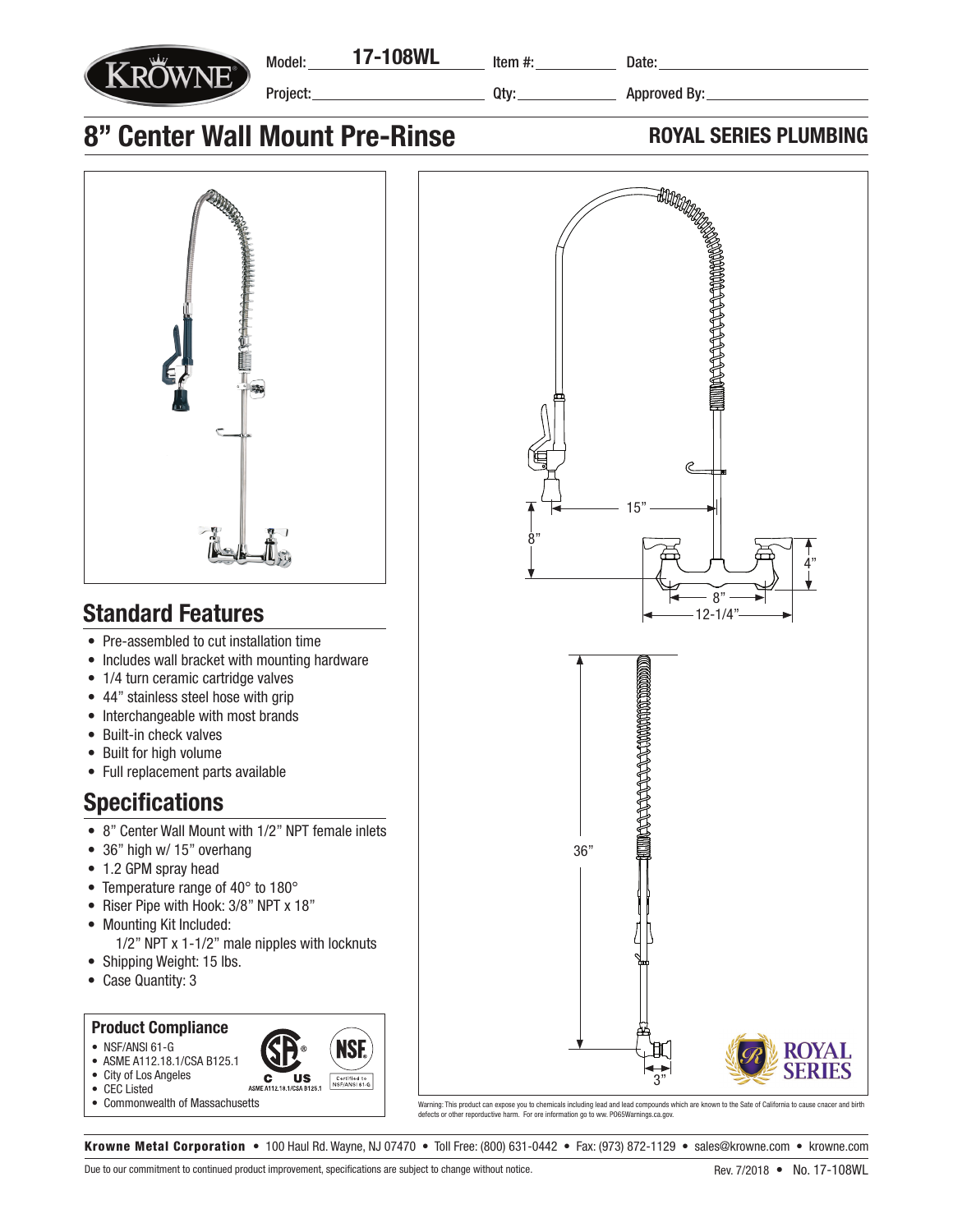Model: **17-108WL** Item #: Date:

Project: Qty: Approved By:

# 8” Center Wall Mount Pre-Rinse

**ROYAL SERIES PLUMBING**

## Standard Features

- Pre-assembled to cut installation time
- Includes wall bracket with mounting hardware
- 1/4 turn ceramic cartridge valves
- 44” stainless steel hose with grip
- Interchangeable with most brands
- Built-in check valves
- Built for high volume
- Full replacement parts available

## Specifications

- 8” Center Wall Mount with 1/2” NPT female inlets
- 36” high w/ 15” overhang
- 1.2 GPM spray head
- Temperature range of 40° to 180°
- Riser Pipe with Hook: 3/8” NPT x 18”
- Mounting Kit Included:
  1/2” NPT x 1-1/2” male nipples with locknuts
- Shipping Weight: 15 lbs.
- Case Quantity: 3

### Product Compliance

- NSF/ANSI 61-G
- ASME A112.18.1/CSA B125.1
- City of Los Angeles
- CEC Listed
- Commonwealth of Massachusetts

15”

8”

4”

8”

12-1/4”

36”

3”

Warning: This product can expose you to chemicals including lead and lead compounds which are known to the Sate of California to cause cnacer and birth defects or other reporductive harm. For ore information go to ww. PO65Warnings.ca.gov.

**Krowne Metal Corporation** • 100 Haul Rd. Wayne, NJ 07470 • Toll Free: (800) 631-0442 • Fax: (973) 872-1129 • sales@krowne.com • krowne.com

Due to our commitment to continued product improvement, specifications are subject to change without notice.

Rev. 7/2018 • No. 17-108WL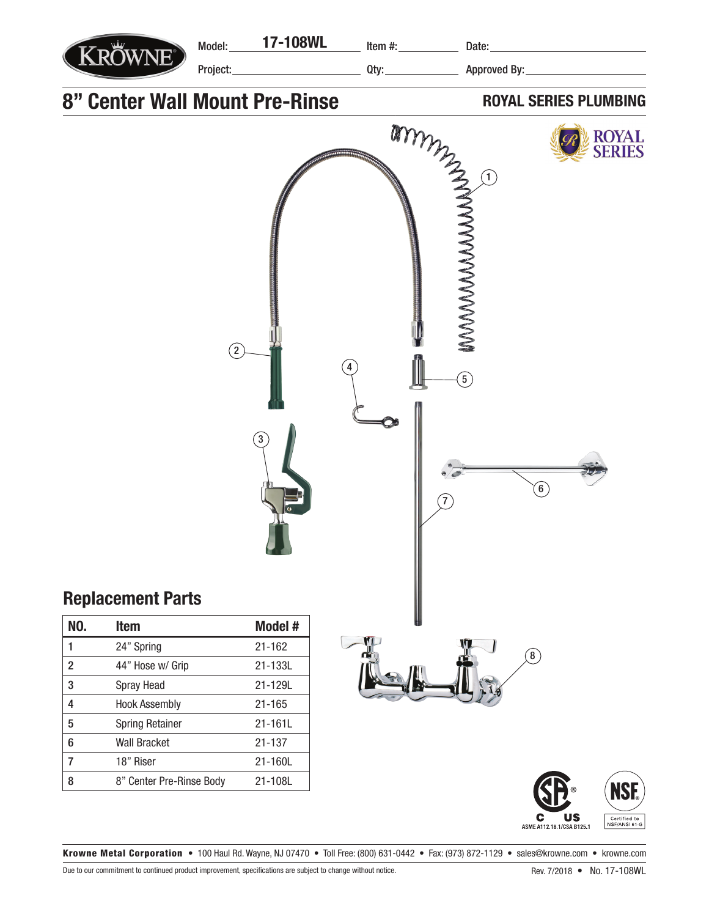Model: 17-108WL Item #: Date:

Project: Qty: Approved By:

# 8" Center Wall Mount Pre-Rinse

**ROYAL SERIES PLUMBING**

ROYAL SERIES

1

2

3

4

5

6

7

8

## Replacement Parts

| NO. | Item | Model # |
|---|---|---|
| 1 | 24" Spring | 21-162 |
| 2 | 44" Hose w/ Grip | 21-133L |
| 3 | Spray Head | 21-129L |
| 4 | Hook Assembly | 21-165 |
| 5 | Spring Retainer | 21-161L |
| 6 | Wall Bracket | 21-137 |
| 7 | 18" Riser | 21-160L |
| 8 | 8" Center Pre-Rinse Body | 21-108L |

C US ASME A112.18.1/CSA B125.1

NSF Certified to NSF/ANSI 61-G

**Krowne Metal Corporation** • 100 Haul Rd. Wayne, NJ 07470 • Toll Free: (800) 631-0442 • Fax: (973) 872-1129 • sales@krowne.com • krowne.com

Due to our commitment to continued product improvement, specifications are subject to change without notice.

Rev. 7/2018 • No. 17-108WL